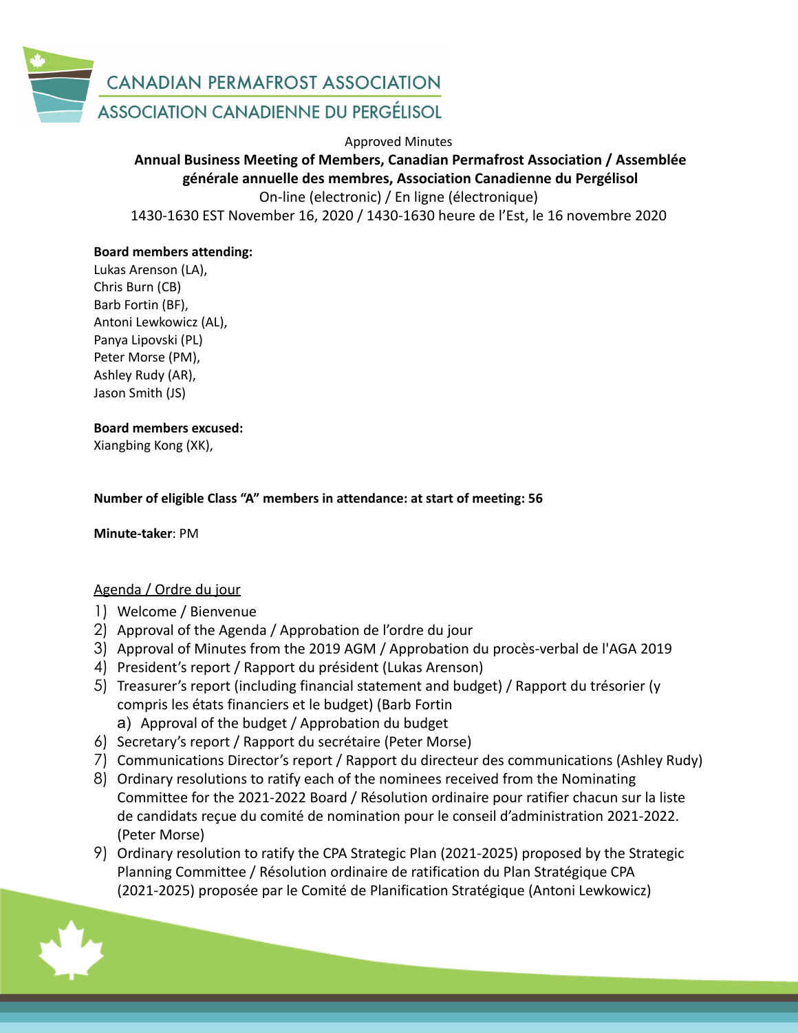CANADIAN PERMAFROST ASSOCIATION
ASSOCIATION CANADIENNE DU PERGÉLISOL

Approved Minutes

**Annual Business Meeting of Members, Canadian Permafrost Association / Assemblée générale annuelle des membres, Association Canadienne du Pergélisol**

On-line (electronic) / En ligne (électronique)

1430-1630 EST November 16, 2020 / 1430-1630 heure de l'Est, le 16 novembre 2020

**Board members attending:**
Lukas Arenson (LA),
Chris Burn (CB)
Barb Fortin (BF),
Antoni Lewkowicz (AL),
Panya Lipovski (PL)
Peter Morse (PM),
Ashley Rudy (AR),
Jason Smith (JS)

**Board members excused:**
Xiangbing Kong (XK),

**Number of eligible Class "A" members in attendance: at start of meeting: 56**

**Minute-taker**: PM

Agenda / Ordre du jour

1) Welcome / Bienvenue
2) Approval of the Agenda / Approbation de l'ordre du jour
3) Approval of Minutes from the 2019 AGM / Approbation du procès-verbal de l'AGA 2019
4) President's report / Rapport du président (Lukas Arenson)
5) Treasurer's report (including financial statement and budget) / Rapport du trésorier (y compris les états financiers et le budget) (Barb Fortin
   a) Approval of the budget / Approbation du budget
6) Secretary's report / Rapport du secrétaire (Peter Morse)
7) Communications Director's report / Rapport du directeur des communications (Ashley Rudy)
8) Ordinary resolutions to ratify each of the nominees received from the Nominating Committee for the 2021-2022 Board / Résolution ordinaire pour ratifier chacun sur la liste de candidats reçue du comité de nomination pour le conseil d'administration 2021-2022. (Peter Morse)
9) Ordinary resolution to ratify the CPA Strategic Plan (2021-2025) proposed by the Strategic Planning Committee / Résolution ordinaire de ratification du Plan Stratégique CPA (2021-2025) proposée par le Comité de Planification Stratégique (Antoni Lewkowicz)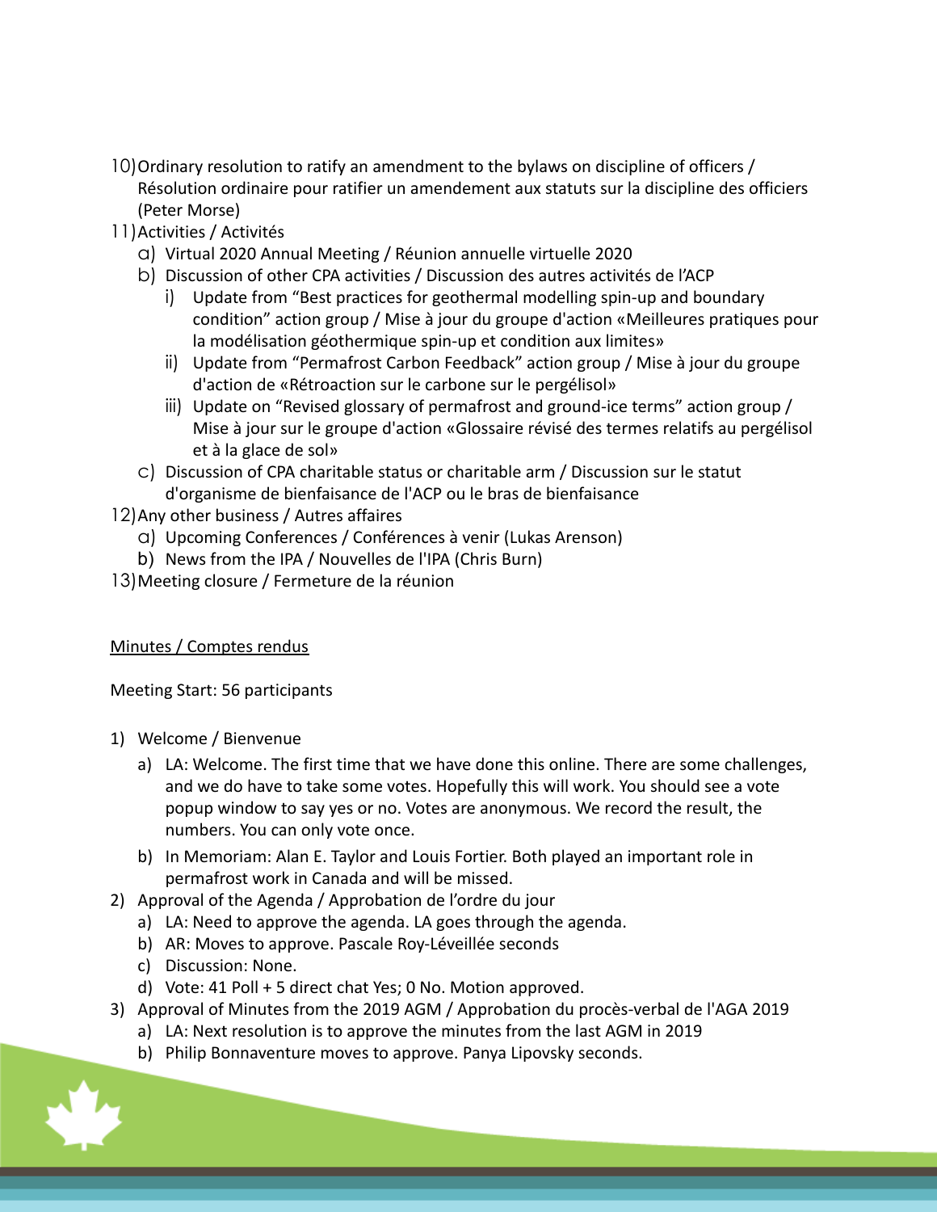10) Ordinary resolution to ratify an amendment to the bylaws on discipline of officers / Résolution ordinaire pour ratifier un amendement aux statuts sur la discipline des officiers (Peter Morse)
11) Activities / Activités
    a) Virtual 2020 Annual Meeting / Réunion annuelle virtuelle 2020
    b) Discussion of other CPA activities / Discussion des autres activités de l'ACP
        i) Update from "Best practices for geothermal modelling spin-up and boundary condition" action group / Mise à jour du groupe d'action «Meilleures pratiques pour la modélisation géothermique spin-up et condition aux limites»
        ii) Update from "Permafrost Carbon Feedback" action group / Mise à jour du groupe d'action de «Rétroaction sur le carbone sur le pergélisol»
        iii) Update on "Revised glossary of permafrost and ground-ice terms" action group / Mise à jour sur le groupe d'action «Glossaire révisé des termes relatifs au pergélisol et à la glace de sol»
    c) Discussion of CPA charitable status or charitable arm / Discussion sur le statut d'organisme de bienfaisance de l'ACP ou le bras de bienfaisance
12) Any other business / Autres affaires
    a) Upcoming Conferences / Conférences à venir (Lukas Arenson)
    b) News from the IPA / Nouvelles de l'IPA (Chris Burn)
13) Meeting closure / Fermeture de la réunion

Minutes / Comptes rendus

Meeting Start: 56 participants

1) Welcome / Bienvenue
    a) LA: Welcome. The first time that we have done this online. There are some challenges, and we do have to take some votes. Hopefully this will work. You should see a vote popup window to say yes or no. Votes are anonymous. We record the result, the numbers. You can only vote once.
    b) In Memoriam: Alan E. Taylor and Louis Fortier. Both played an important role in permafrost work in Canada and will be missed.
2) Approval of the Agenda / Approbation de l'ordre du jour
    a) LA: Need to approve the agenda. LA goes through the agenda.
    b) AR: Moves to approve. Pascale Roy-Léveillée seconds
    c) Discussion: None.
    d) Vote: 41 Poll + 5 direct chat Yes; 0 No. Motion approved.
3) Approval of Minutes from the 2019 AGM / Approbation du procès-verbal de l'AGA 2019
    a) LA: Next resolution is to approve the minutes from the last AGM in 2019
    b) Philip Bonnaventure moves to approve. Panya Lipovsky seconds.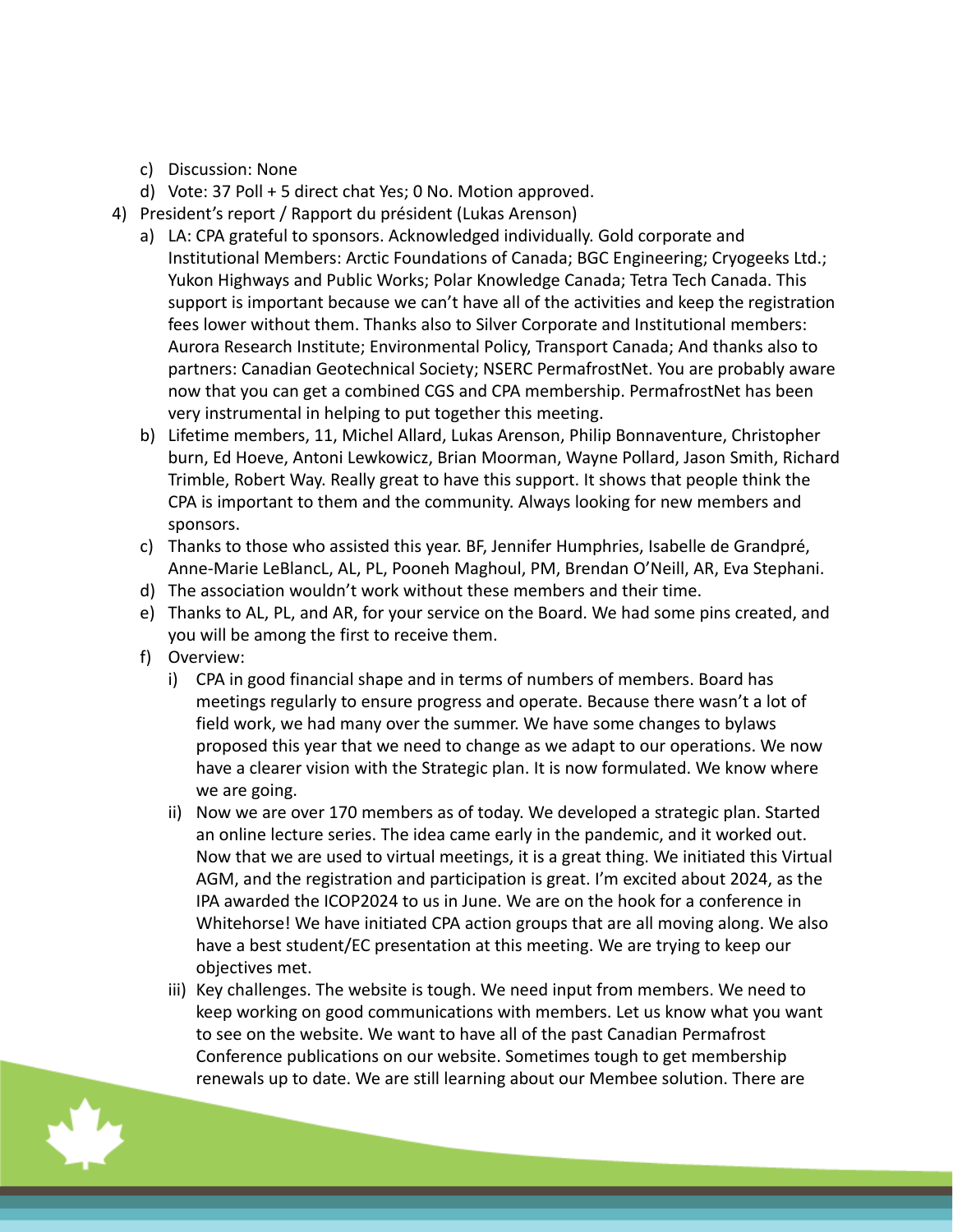c) Discussion: None
d) Vote: 37 Poll + 5 direct chat Yes; 0 No. Motion approved.

4) President's report / Rapport du président (Lukas Arenson)
   a) LA: CPA grateful to sponsors. Acknowledged individually. Gold corporate and Institutional Members: Arctic Foundations of Canada; BGC Engineering; Cryogeeks Ltd.; Yukon Highways and Public Works; Polar Knowledge Canada; Tetra Tech Canada. This support is important because we can't have all of the activities and keep the registration fees lower without them. Thanks also to Silver Corporate and Institutional members: Aurora Research Institute; Environmental Policy, Transport Canada; And thanks also to partners: Canadian Geotechnical Society; NSERC PermafrostNet. You are probably aware now that you can get a combined CGS and CPA membership. PermafrostNet has been very instrumental in helping to put together this meeting.
   b) Lifetime members, 11, Michel Allard, Lukas Arenson, Philip Bonnaventure, Christopher burn, Ed Hoeve, Antoni Lewkowicz, Brian Moorman, Wayne Pollard, Jason Smith, Richard Trimble, Robert Way. Really great to have this support. It shows that people think the CPA is important to them and the community. Always looking for new members and sponsors.
   c) Thanks to those who assisted this year. BF, Jennifer Humphries, Isabelle de Grandpré, Anne-Marie LeBlancL, AL, PL, Pooneh Maghoul, PM, Brendan O'Neill, AR, Eva Stephani.
   d) The association wouldn't work without these members and their time.
   e) Thanks to AL, PL, and AR, for your service on the Board. We had some pins created, and you will be among the first to receive them.
   f) Overview:
      i) CPA in good financial shape and in terms of numbers of members. Board has meetings regularly to ensure progress and operate. Because there wasn't a lot of field work, we had many over the summer. We have some changes to bylaws proposed this year that we need to change as we adapt to our operations. We now have a clearer vision with the Strategic plan. It is now formulated. We know where we are going.
      ii) Now we are over 170 members as of today. We developed a strategic plan. Started an online lecture series. The idea came early in the pandemic, and it worked out. Now that we are used to virtual meetings, it is a great thing. We initiated this Virtual AGM, and the registration and participation is great. I'm excited about 2024, as the IPA awarded the ICOP2024 to us in June. We are on the hook for a conference in Whitehorse! We have initiated CPA action groups that are all moving along. We also have a best student/EC presentation at this meeting. We are trying to keep our objectives met.
      iii) Key challenges. The website is tough. We need input from members. We need to keep working on good communications with members. Let us know what you want to see on the website. We want to have all of the past Canadian Permafrost Conference publications on our website. Sometimes tough to get membership renewals up to date. We are still learning about our Membee solution. There are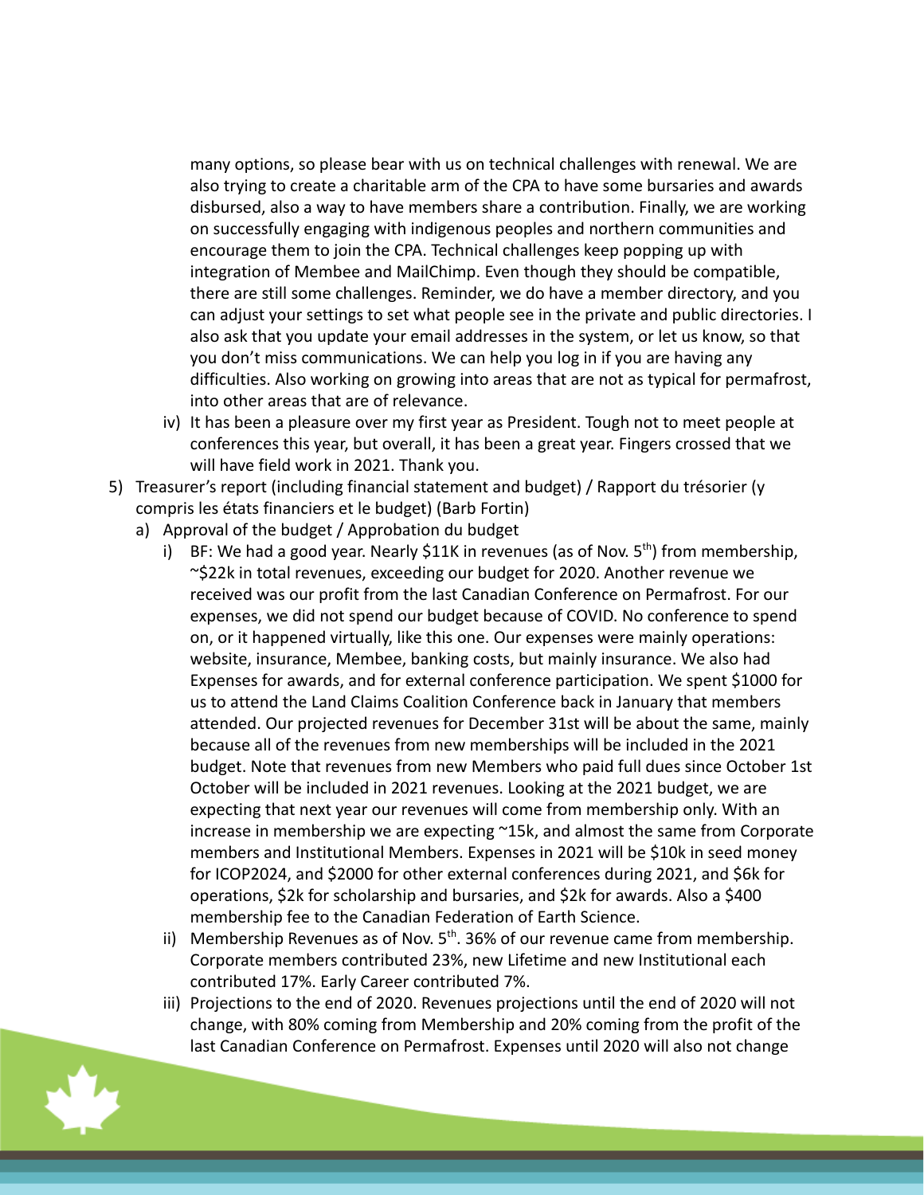many options, so please bear with us on technical challenges with renewal. We are also trying to create a charitable arm of the CPA to have some bursaries and awards disbursed, also a way to have members share a contribution. Finally, we are working on successfully engaging with indigenous peoples and northern communities and encourage them to join the CPA. Technical challenges keep popping up with integration of Membee and MailChimp. Even though they should be compatible, there are still some challenges. Reminder, we do have a member directory, and you can adjust your settings to set what people see in the private and public directories. I also ask that you update your email addresses in the system, or let us know, so that you don't miss communications. We can help you log in if you are having any difficulties. Also working on growing into areas that are not as typical for permafrost, into other areas that are of relevance.

iv) It has been a pleasure over my first year as President. Tough not to meet people at conferences this year, but overall, it has been a great year. Fingers crossed that we will have field work in 2021. Thank you.

5) Treasurer's report (including financial statement and budget) / Rapport du trésorier (y compris les états financiers et le budget) (Barb Fortin)
   a) Approval of the budget / Approbation du budget
      i) BF: We had a good year. Nearly $11K in revenues (as of Nov. 5th) from membership, ~$22k in total revenues, exceeding our budget for 2020. Another revenue we received was our profit from the last Canadian Conference on Permafrost. For our expenses, we did not spend our budget because of COVID. No conference to spend on, or it happened virtually, like this one. Our expenses were mainly operations: website, insurance, Membee, banking costs, but mainly insurance. We also had Expenses for awards, and for external conference participation. We spent $1000 for us to attend the Land Claims Coalition Conference back in January that members attended. Our projected revenues for December 31st will be about the same, mainly because all of the revenues from new memberships will be included in the 2021 budget. Note that revenues from new Members who paid full dues since October 1st October will be included in 2021 revenues. Looking at the 2021 budget, we are expecting that next year our revenues will come from membership only. With an increase in membership we are expecting ~15k, and almost the same from Corporate members and Institutional Members. Expenses in 2021 will be $10k in seed money for ICOP2024, and $2000 for other external conferences during 2021, and $6k for operations, $2k for scholarship and bursaries, and $2k for awards. Also a $400 membership fee to the Canadian Federation of Earth Science.
      ii) Membership Revenues as of Nov. 5th. 36% of our revenue came from membership. Corporate members contributed 23%, new Lifetime and new Institutional each contributed 17%. Early Career contributed 7%.
      iii) Projections to the end of 2020. Revenues projections until the end of 2020 will not change, with 80% coming from Membership and 20% coming from the profit of the last Canadian Conference on Permafrost. Expenses until 2020 will also not change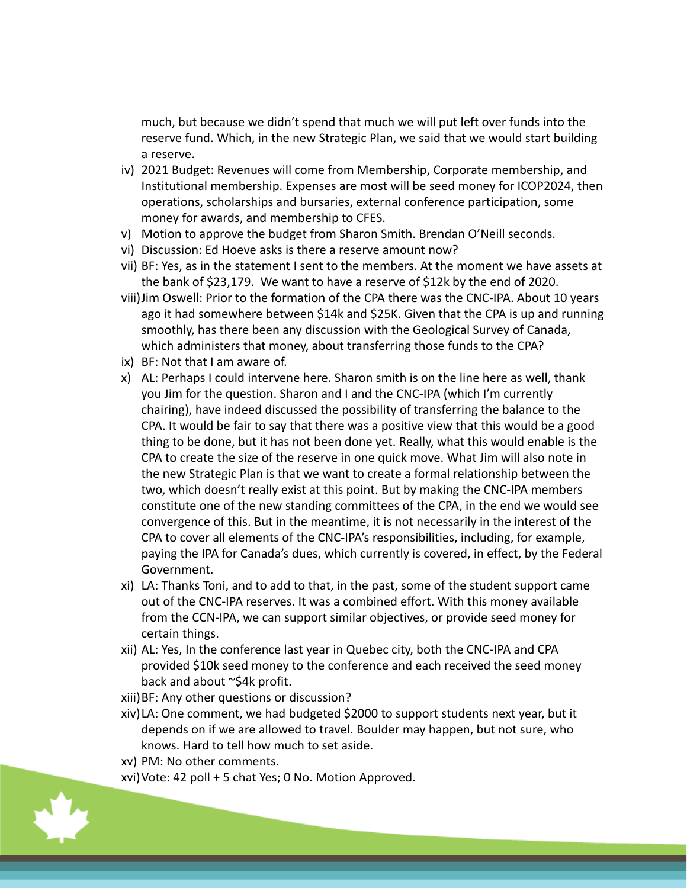much, but because we didn't spend that much we will put left over funds into the reserve fund. Which, in the new Strategic Plan, we said that we would start building a reserve.

iv) 2021 Budget: Revenues will come from Membership, Corporate membership, and Institutional membership. Expenses are most will be seed money for ICOP2024, then operations, scholarships and bursaries, external conference participation, some money for awards, and membership to CFES.
v) Motion to approve the budget from Sharon Smith. Brendan O'Neill seconds.
vi) Discussion: Ed Hoeve asks is there a reserve amount now?
vii) BF: Yes, as in the statement I sent to the members. At the moment we have assets at the bank of $23,179. We want to have a reserve of $12k by the end of 2020.
viii) Jim Oswell: Prior to the formation of the CPA there was the CNC-IPA. About 10 years ago it had somewhere between $14k and $25K. Given that the CPA is up and running smoothly, has there been any discussion with the Geological Survey of Canada, which administers that money, about transferring those funds to the CPA?
ix) BF: Not that I am aware of.
x) AL: Perhaps I could intervene here. Sharon smith is on the line here as well, thank you Jim for the question. Sharon and I and the CNC-IPA (which I'm currently chairing), have indeed discussed the possibility of transferring the balance to the CPA. It would be fair to say that there was a positive view that this would be a good thing to be done, but it has not been done yet. Really, what this would enable is the CPA to create the size of the reserve in one quick move. What Jim will also note in the new Strategic Plan is that we want to create a formal relationship between the two, which doesn't really exist at this point. But by making the CNC-IPA members constitute one of the new standing committees of the CPA, in the end we would see convergence of this. But in the meantime, it is not necessarily in the interest of the CPA to cover all elements of the CNC-IPA's responsibilities, including, for example, paying the IPA for Canada's dues, which currently is covered, in effect, by the Federal Government.
xi) LA: Thanks Toni, and to add to that, in the past, some of the student support came out of the CNC-IPA reserves. It was a combined effort. With this money available from the CCN-IPA, we can support similar objectives, or provide seed money for certain things.
xii) AL: Yes, In the conference last year in Quebec city, both the CNC-IPA and CPA provided $10k seed money to the conference and each received the seed money back and about ~$4k profit.
xiii) BF: Any other questions or discussion?
xiv) LA: One comment, we had budgeted $2000 to support students next year, but it depends on if we are allowed to travel. Boulder may happen, but not sure, who knows. Hard to tell how much to set aside.
xv) PM: No other comments.
xvi) Vote: 42 poll + 5 chat Yes; 0 No. Motion Approved.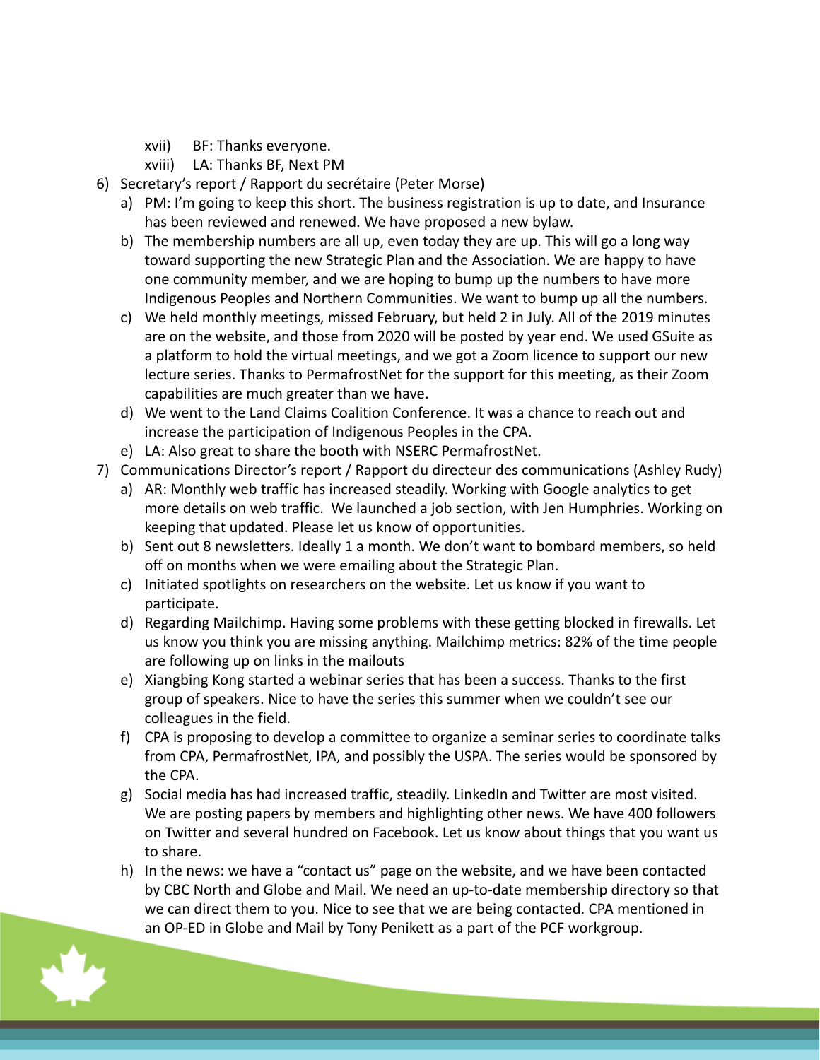xvii) BF: Thanks everyone.

xviii) LA: Thanks BF, Next PM

6) Secretary's report / Rapport du secrétaire (Peter Morse)

   a) PM: I'm going to keep this short. The business registration is up to date, and Insurance has been reviewed and renewed. We have proposed a new bylaw.

   b) The membership numbers are all up, even today they are up. This will go a long way toward supporting the new Strategic Plan and the Association. We are happy to have one community member, and we are hoping to bump up the numbers to have more Indigenous Peoples and Northern Communities. We want to bump up all the numbers.

   c) We held monthly meetings, missed February, but held 2 in July. All of the 2019 minutes are on the website, and those from 2020 will be posted by year end. We used GSuite as a platform to hold the virtual meetings, and we got a Zoom licence to support our new lecture series. Thanks to PermafrostNet for the support for this meeting, as their Zoom capabilities are much greater than we have.

   d) We went to the Land Claims Coalition Conference. It was a chance to reach out and increase the participation of Indigenous Peoples in the CPA.

   e) LA: Also great to share the booth with NSERC PermafrostNet.

7) Communications Director's report / Rapport du directeur des communications (Ashley Rudy)

   a) AR: Monthly web traffic has increased steadily. Working with Google analytics to get more details on web traffic. We launched a job section, with Jen Humphries. Working on keeping that updated. Please let us know of opportunities.

   b) Sent out 8 newsletters. Ideally 1 a month. We don't want to bombard members, so held off on months when we were emailing about the Strategic Plan.

   c) Initiated spotlights on researchers on the website. Let us know if you want to participate.

   d) Regarding Mailchimp. Having some problems with these getting blocked in firewalls. Let us know you think you are missing anything. Mailchimp metrics: 82% of the time people are following up on links in the mailouts

   e) Xiangbing Kong started a webinar series that has been a success. Thanks to the first group of speakers. Nice to have the series this summer when we couldn't see our colleagues in the field.

   f) CPA is proposing to develop a committee to organize a seminar series to coordinate talks from CPA, PermafrostNet, IPA, and possibly the USPA. The series would be sponsored by the CPA.

   g) Social media has had increased traffic, steadily. LinkedIn and Twitter are most visited. We are posting papers by members and highlighting other news. We have 400 followers on Twitter and several hundred on Facebook. Let us know about things that you want us to share.

   h) In the news: we have a "contact us" page on the website, and we have been contacted by CBC North and Globe and Mail. We need an up-to-date membership directory so that we can direct them to you. Nice to see that we are being contacted. CPA mentioned in an OP-ED in Globe and Mail by Tony Penikett as a part of the PCF workgroup.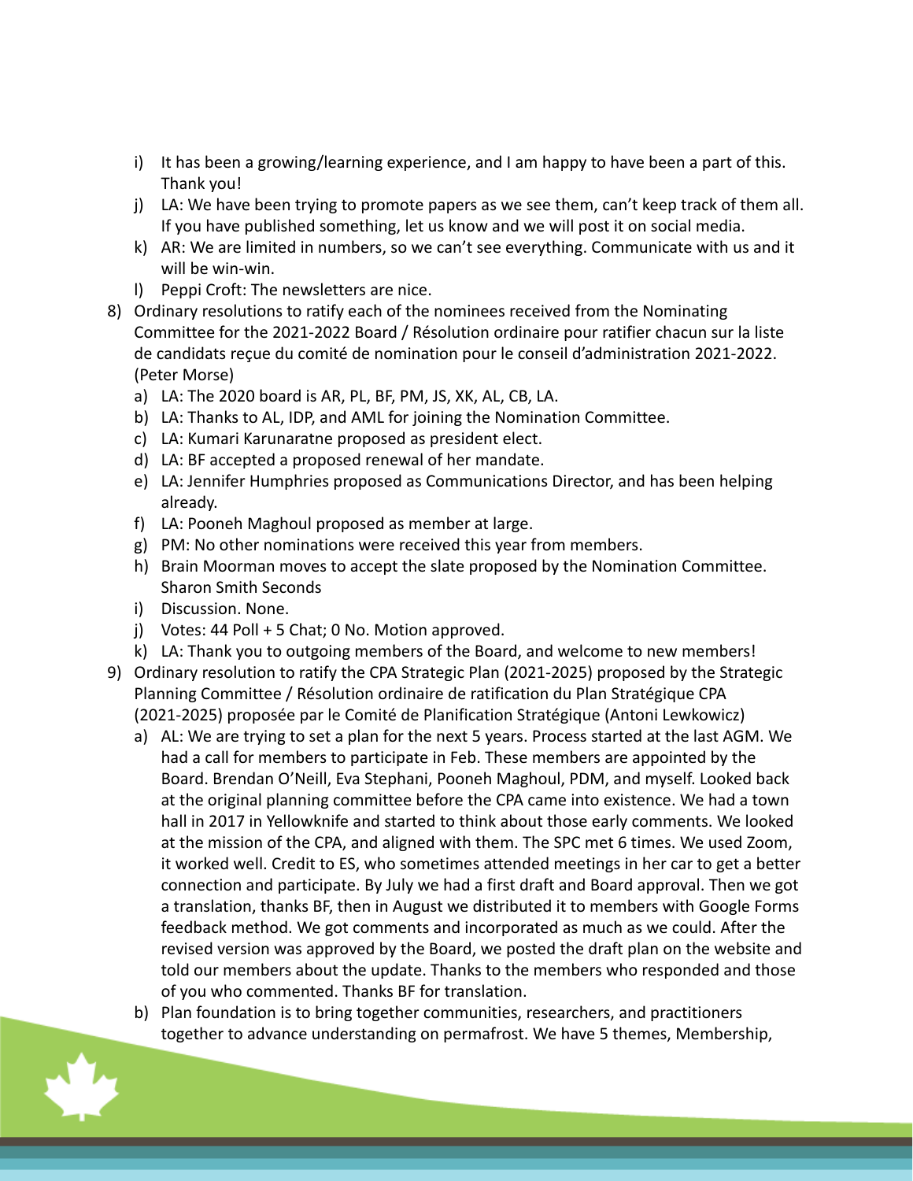i) It has been a growing/learning experience, and I am happy to have been a part of this. Thank you!
   j) LA: We have been trying to promote papers as we see them, can't keep track of them all. If you have published something, let us know and we will post it on social media.
   k) AR: We are limited in numbers, so we can't see everything. Communicate with us and it will be win-win.
   l) Peppi Croft: The newsletters are nice.
8) Ordinary resolutions to ratify each of the nominees received from the Nominating Committee for the 2021-2022 Board / Résolution ordinaire pour ratifier chacun sur la liste de candidats reçue du comité de nomination pour le conseil d'administration 2021-2022. (Peter Morse)
   a) LA: The 2020 board is AR, PL, BF, PM, JS, XK, AL, CB, LA.
   b) LA: Thanks to AL, IDP, and AML for joining the Nomination Committee.
   c) LA: Kumari Karunaratne proposed as president elect.
   d) LA: BF accepted a proposed renewal of her mandate.
   e) LA: Jennifer Humphries proposed as Communications Director, and has been helping already.
   f) LA: Pooneh Maghoul proposed as member at large.
   g) PM: No other nominations were received this year from members.
   h) Brain Moorman moves to accept the slate proposed by the Nomination Committee. Sharon Smith Seconds
   i) Discussion. None.
   j) Votes: 44 Poll + 5 Chat; 0 No. Motion approved.
   k) LA: Thank you to outgoing members of the Board, and welcome to new members!
9) Ordinary resolution to ratify the CPA Strategic Plan (2021-2025) proposed by the Strategic Planning Committee / Résolution ordinaire de ratification du Plan Stratégique CPA (2021-2025) proposée par le Comité de Planification Stratégique (Antoni Lewkowicz)
   a) AL: We are trying to set a plan for the next 5 years. Process started at the last AGM. We had a call for members to participate in Feb. These members are appointed by the Board. Brendan O'Neill, Eva Stephani, Pooneh Maghoul, PDM, and myself. Looked back at the original planning committee before the CPA came into existence. We had a town hall in 2017 in Yellowknife and started to think about those early comments. We looked at the mission of the CPA, and aligned with them. The SPC met 6 times. We used Zoom, it worked well. Credit to ES, who sometimes attended meetings in her car to get a better connection and participate. By July we had a first draft and Board approval. Then we got a translation, thanks BF, then in August we distributed it to members with Google Forms feedback method. We got comments and incorporated as much as we could. After the revised version was approved by the Board, we posted the draft plan on the website and told our members about the update. Thanks to the members who responded and those of you who commented. Thanks BF for translation.
   b) Plan foundation is to bring together communities, researchers, and practitioners together to advance understanding on permafrost. We have 5 themes, Membership,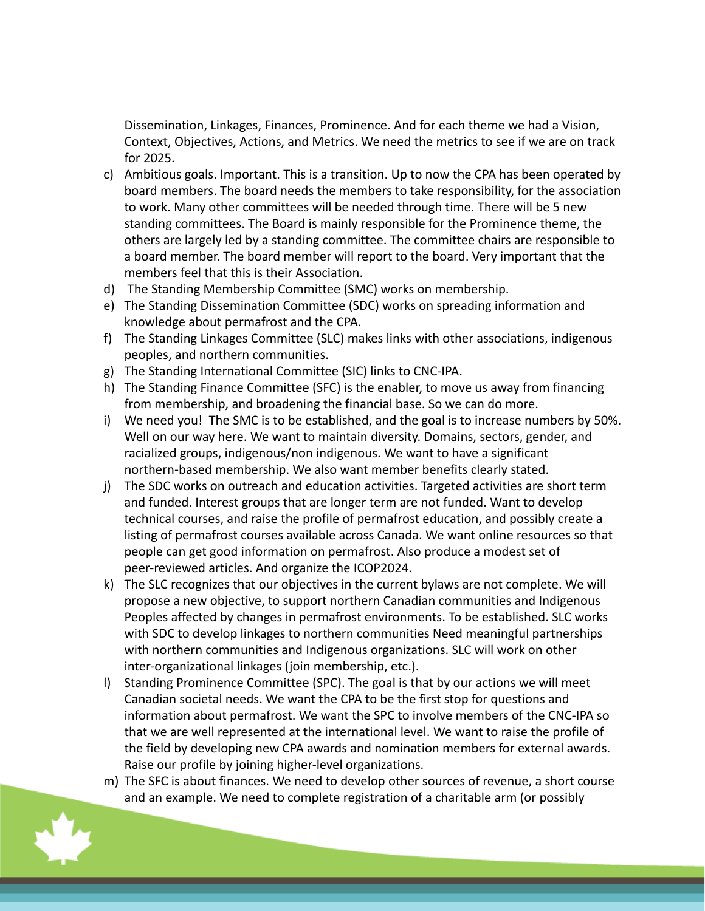Dissemination, Linkages, Finances, Prominence. And for each theme we had a Vision, Context, Objectives, Actions, and Metrics. We need the metrics to see if we are on track for 2025.

c) Ambitious goals. Important. This is a transition. Up to now the CPA has been operated by board members. The board needs the members to take responsibility, for the association to work. Many other committees will be needed through time. There will be 5 new standing committees. The Board is mainly responsible for the Prominence theme, the others are largely led by a standing committee. The committee chairs are responsible to a board member. The board member will report to the board. Very important that the members feel that this is their Association.
d) The Standing Membership Committee (SMC) works on membership.
e) The Standing Dissemination Committee (SDC) works on spreading information and knowledge about permafrost and the CPA.
f) The Standing Linkages Committee (SLC) makes links with other associations, indigenous peoples, and northern communities.
g) The Standing International Committee (SIC) links to CNC-IPA.
h) The Standing Finance Committee (SFC) is the enabler, to move us away from financing from membership, and broadening the financial base. So we can do more.
i) We need you! The SMC is to be established, and the goal is to increase numbers by 50%. Well on our way here. We want to maintain diversity. Domains, sectors, gender, and racialized groups, indigenous/non indigenous. We want to have a significant northern-based membership. We also want member benefits clearly stated.
j) The SDC works on outreach and education activities. Targeted activities are short term and funded. Interest groups that are longer term are not funded. Want to develop technical courses, and raise the profile of permafrost education, and possibly create a listing of permafrost courses available across Canada. We want online resources so that people can get good information on permafrost. Also produce a modest set of peer-reviewed articles. And organize the ICOP2024.
k) The SLC recognizes that our objectives in the current bylaws are not complete. We will propose a new objective, to support northern Canadian communities and Indigenous Peoples affected by changes in permafrost environments. To be established. SLC works with SDC to develop linkages to northern communities Need meaningful partnerships with northern communities and Indigenous organizations. SLC will work on other inter-organizational linkages (join membership, etc.).
l) Standing Prominence Committee (SPC). The goal is that by our actions we will meet Canadian societal needs. We want the CPA to be the first stop for questions and information about permafrost. We want the SPC to involve members of the CNC-IPA so that we are well represented at the international level. We want to raise the profile of the field by developing new CPA awards and nomination members for external awards. Raise our profile by joining higher-level organizations.
m) The SFC is about finances. We need to develop other sources of revenue, a short course and an example. We need to complete registration of a charitable arm (or possibly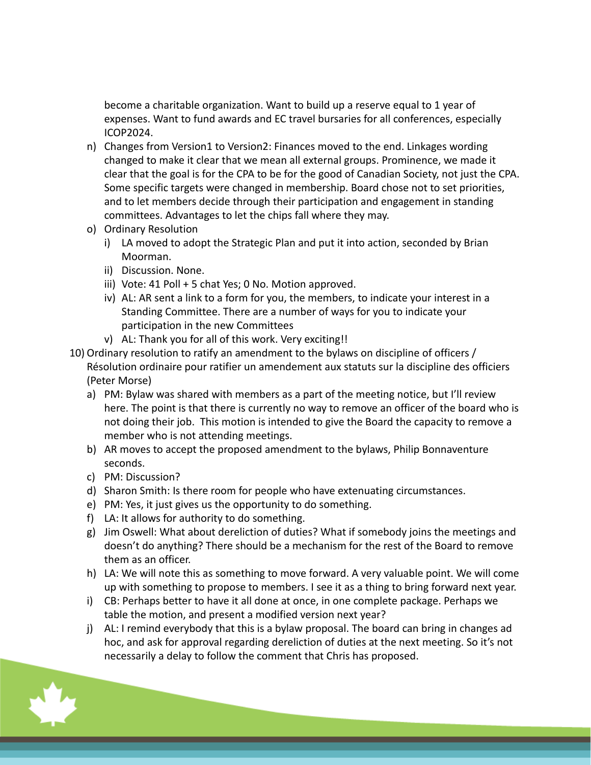become a charitable organization. Want to build up a reserve equal to 1 year of expenses. Want to fund awards and EC travel bursaries for all conferences, especially ICOP2024.

n) Changes from Version1 to Version2: Finances moved to the end. Linkages wording changed to make it clear that we mean all external groups. Prominence, we made it clear that the goal is for the CPA to be for the good of Canadian Society, not just the CPA. Some specific targets were changed in membership. Board chose not to set priorities, and to let members decide through their participation and engagement in standing committees. Advantages to let the chips fall where they may.

o) Ordinary Resolution

   i) LA moved to adopt the Strategic Plan and put it into action, seconded by Brian Moorman.

   ii) Discussion. None.

   iii) Vote: 41 Poll + 5 chat Yes; 0 No. Motion approved.

   iv) AL: AR sent a link to a form for you, the members, to indicate your interest in a Standing Committee. There are a number of ways for you to indicate your participation in the new Committees

   v) AL: Thank you for all of this work. Very exciting!!

10) Ordinary resolution to ratify an amendment to the bylaws on discipline of officers / Résolution ordinaire pour ratifier un amendement aux statuts sur la discipline des officiers (Peter Morse)

   a) PM: Bylaw was shared with members as a part of the meeting notice, but I'll review here. The point is that there is currently no way to remove an officer of the board who is not doing their job. This motion is intended to give the Board the capacity to remove a member who is not attending meetings.

   b) AR moves to accept the proposed amendment to the bylaws, Philip Bonnaventure seconds.

   c) PM: Discussion?

   d) Sharon Smith: Is there room for people who have extenuating circumstances.

   e) PM: Yes, it just gives us the opportunity to do something.

   f) LA: It allows for authority to do something.

   g) Jim Oswell: What about dereliction of duties? What if somebody joins the meetings and doesn't do anything? There should be a mechanism for the rest of the Board to remove them as an officer.

   h) LA: We will note this as something to move forward. A very valuable point. We will come up with something to propose to members. I see it as a thing to bring forward next year.

   i) CB: Perhaps better to have it all done at once, in one complete package. Perhaps we table the motion, and present a modified version next year?

   j) AL: I remind everybody that this is a bylaw proposal. The board can bring in changes ad hoc, and ask for approval regarding dereliction of duties at the next meeting. So it's not necessarily a delay to follow the comment that Chris has proposed.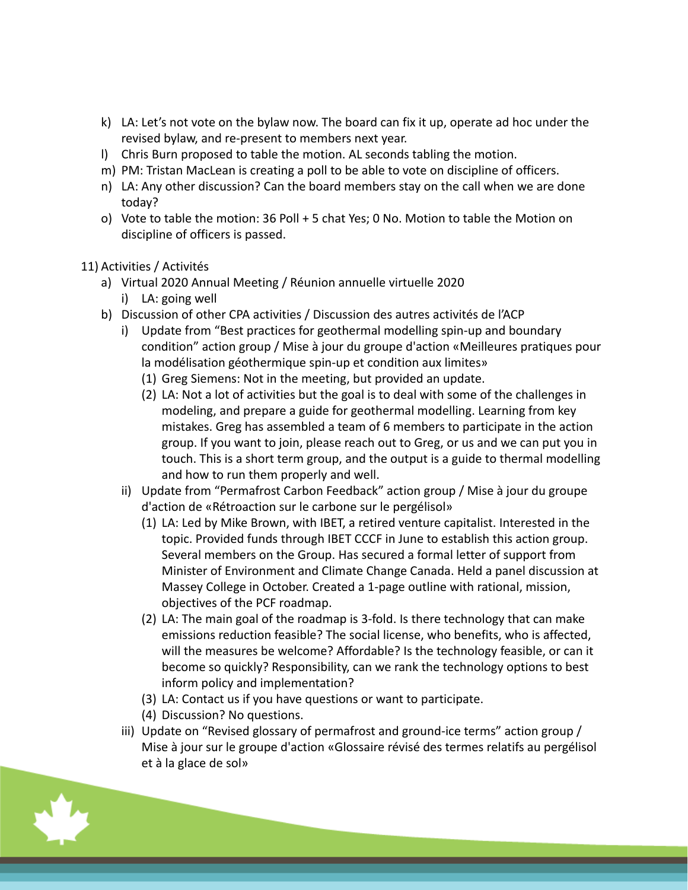k) LA: Let's not vote on the bylaw now. The board can fix it up, operate ad hoc under the revised bylaw, and re-present to members next year.
l) Chris Burn proposed to table the motion. AL seconds tabling the motion.
m) PM: Tristan MacLean is creating a poll to be able to vote on discipline of officers.
n) LA: Any other discussion? Can the board members stay on the call when we are done today?
o) Vote to table the motion: 36 Poll + 5 chat Yes; 0 No. Motion to table the Motion on discipline of officers is passed.

11) Activities / Activités

a) Virtual 2020 Annual Meeting / Réunion annuelle virtuelle 2020
   i) LA: going well
b) Discussion of other CPA activities / Discussion des autres activités de l'ACP
   i) Update from "Best practices for geothermal modelling spin-up and boundary condition" action group / Mise à jour du groupe d'action «Meilleures pratiques pour la modélisation géothermique spin-up et condition aux limites»
      (1) Greg Siemens: Not in the meeting, but provided an update.
      (2) LA: Not a lot of activities but the goal is to deal with some of the challenges in modeling, and prepare a guide for geothermal modelling. Learning from key mistakes. Greg has assembled a team of 6 members to participate in the action group. If you want to join, please reach out to Greg, or us and we can put you in touch. This is a short term group, and the output is a guide to thermal modelling and how to run them properly and well.
   ii) Update from "Permafrost Carbon Feedback" action group / Mise à jour du groupe d'action de «Rétroaction sur le carbone sur le pergélisol»
      (1) LA: Led by Mike Brown, with IBET, a retired venture capitalist. Interested in the topic. Provided funds through IBET CCCF in June to establish this action group. Several members on the Group. Has secured a formal letter of support from Minister of Environment and Climate Change Canada. Held a panel discussion at Massey College in October. Created a 1-page outline with rational, mission, objectives of the PCF roadmap.
      (2) LA: The main goal of the roadmap is 3-fold. Is there technology that can make emissions reduction feasible? The social license, who benefits, who is affected, will the measures be welcome? Affordable? Is the technology feasible, or can it become so quickly? Responsibility, can we rank the technology options to best inform policy and implementation?
      (3) LA: Contact us if you have questions or want to participate.
      (4) Discussion? No questions.
   iii) Update on "Revised glossary of permafrost and ground-ice terms" action group / Mise à jour sur le groupe d'action «Glossaire révisé des termes relatifs au pergélisol et à la glace de sol»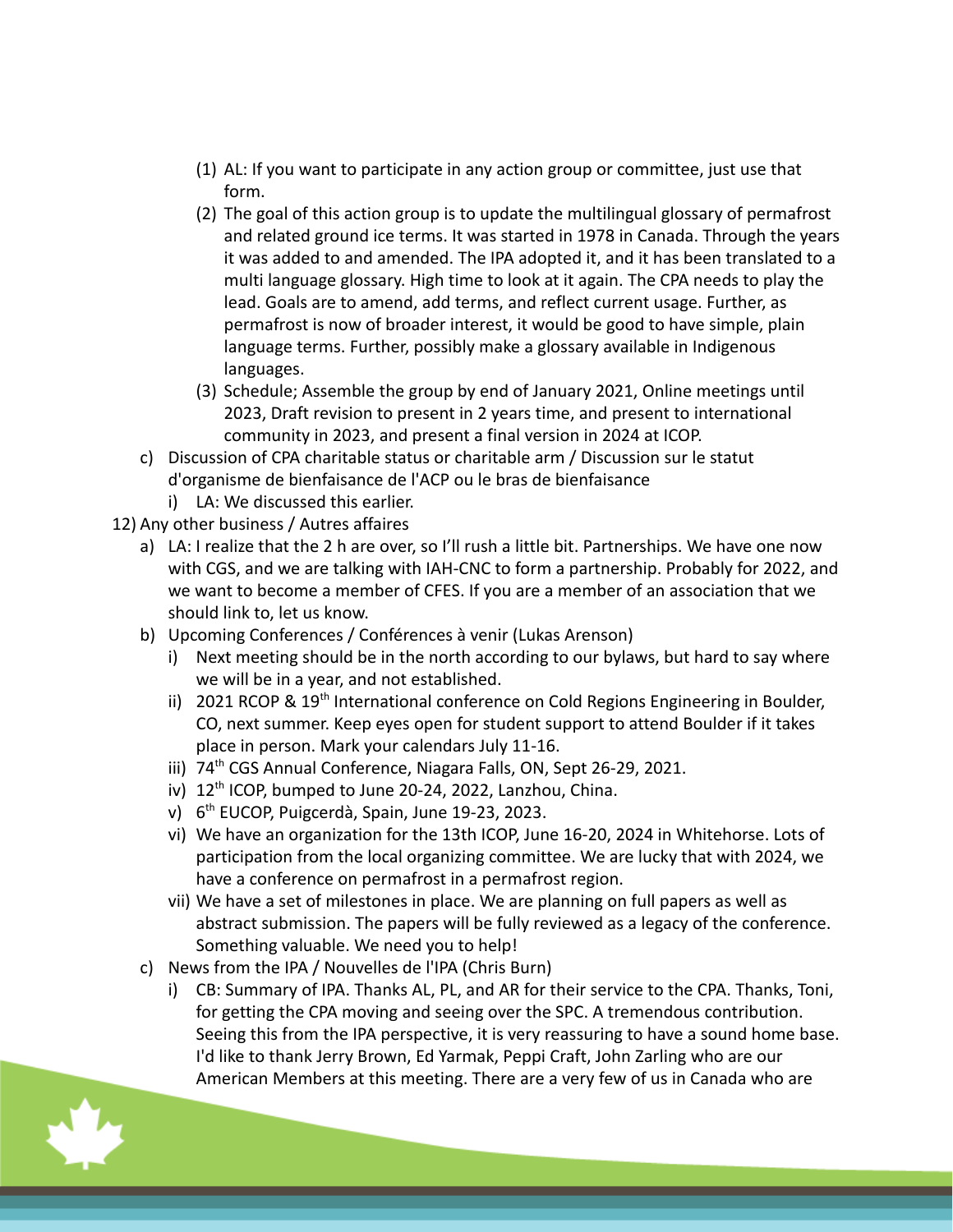(1) AL: If you want to participate in any action group or committee, just use that form.

(2) The goal of this action group is to update the multilingual glossary of permafrost and related ground ice terms. It was started in 1978 in Canada. Through the years it was added to and amended. The IPA adopted it, and it has been translated to a multi language glossary. High time to look at it again. The CPA needs to play the lead. Goals are to amend, add terms, and reflect current usage. Further, as permafrost is now of broader interest, it would be good to have simple, plain language terms. Further, possibly make a glossary available in Indigenous languages.

(3) Schedule; Assemble the group by end of January 2021, Online meetings until 2023, Draft revision to present in 2 years time, and present to international community in 2023, and present a final version in 2024 at ICOP.

c) Discussion of CPA charitable status or charitable arm / Discussion sur le statut d'organisme de bienfaisance de l'ACP ou le bras de bienfaisance

   i) LA: We discussed this earlier.

12) Any other business / Autres affaires

   a) LA: I realize that the 2 h are over, so I'll rush a little bit. Partnerships. We have one now with CGS, and we are talking with IAH-CNC to form a partnership. Probably for 2022, and we want to become a member of CFES. If you are a member of an association that we should link to, let us know.

   b) Upcoming Conferences / Conférences à venir (Lukas Arenson)

      i) Next meeting should be in the north according to our bylaws, but hard to say where we will be in a year, and not established.

      ii) 2021 RCOP & 19th International conference on Cold Regions Engineering in Boulder, CO, next summer. Keep eyes open for student support to attend Boulder if it takes place in person. Mark your calendars July 11-16.

      iii) 74th CGS Annual Conference, Niagara Falls, ON, Sept 26-29, 2021.

      iv) 12th ICOP, bumped to June 20-24, 2022, Lanzhou, China.

      v) 6th EUCOP, Puigcerdà, Spain, June 19-23, 2023.

      vi) We have an organization for the 13th ICOP, June 16-20, 2024 in Whitehorse. Lots of participation from the local organizing committee. We are lucky that with 2024, we have a conference on permafrost in a permafrost region.

      vii) We have a set of milestones in place. We are planning on full papers as well as abstract submission. The papers will be fully reviewed as a legacy of the conference. Something valuable. We need you to help!

   c) News from the IPA / Nouvelles de l'IPA (Chris Burn)

      i) CB: Summary of IPA. Thanks AL, PL, and AR for their service to the CPA. Thanks, Toni, for getting the CPA moving and seeing over the SPC. A tremendous contribution. Seeing this from the IPA perspective, it is very reassuring to have a sound home base. I'd like to thank Jerry Brown, Ed Yarmak, Peppi Craft, John Zarling who are our American Members at this meeting. There are a very few of us in Canada who are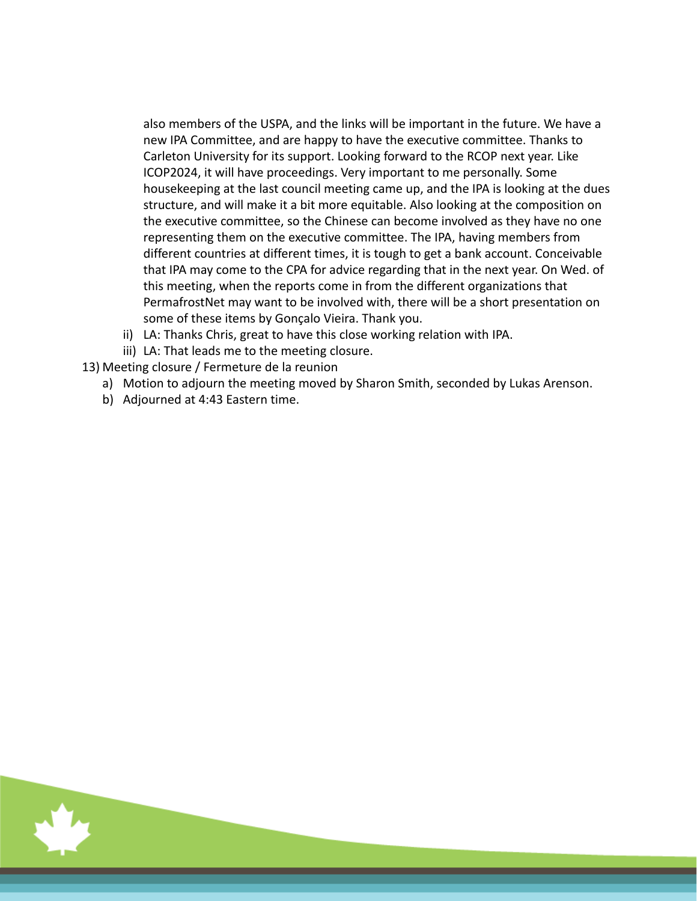also members of the USPA, and the links will be important in the future. We have a new IPA Committee, and are happy to have the executive committee. Thanks to Carleton University for its support. Looking forward to the RCOP next year. Like ICOP2024, it will have proceedings. Very important to me personally. Some housekeeping at the last council meeting came up, and the IPA is looking at the dues structure, and will make it a bit more equitable. Also looking at the composition on the executive committee, so the Chinese can become involved as they have no one representing them on the executive committee. The IPA, having members from different countries at different times, it is tough to get a bank account. Conceivable that IPA may come to the CPA for advice regarding that in the next year. On Wed. of this meeting, when the reports come in from the different organizations that PermafrostNet may want to be involved with, there will be a short presentation on some of these items by Gonçalo Vieira. Thank you.

ii) LA: Thanks Chris, great to have this close working relation with IPA.

iii) LA: That leads me to the meeting closure.

13) Meeting closure / Fermeture de la reunion

a) Motion to adjourn the meeting moved by Sharon Smith, seconded by Lukas Arenson.

b) Adjourned at 4:43 Eastern time.